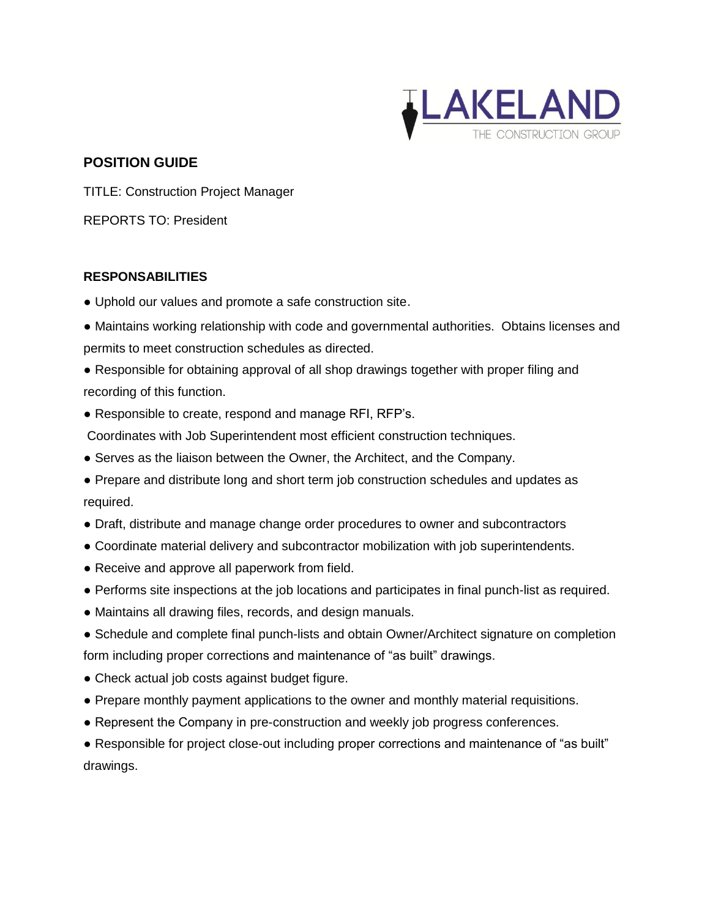LAKELAND
THE CONSTRUCTION GROUP

**POSITION GUIDE**

TITLE: Construction Project Manager

REPORTS TO: President

**RESPONSABILITIES**

- Uphold our values and promote a safe construction site.
- Maintains working relationship with code and governmental authorities. Obtains licenses and permits to meet construction schedules as directed.
- Responsible for obtaining approval of all shop drawings together with proper filing and recording of this function.
- Responsible to create, respond and manage RFI, RFP's.

 Coordinates with Job Superintendent most efficient construction techniques.

- Serves as the liaison between the Owner, the Architect, and the Company.
- Prepare and distribute long and short term job construction schedules and updates as required.
- Draft, distribute and manage change order procedures to owner and subcontractors
- Coordinate material delivery and subcontractor mobilization with job superintendents.
- Receive and approve all paperwork from field.
- Performs site inspections at the job locations and participates in final punch-list as required.
- Maintains all drawing files, records, and design manuals.
- Schedule and complete final punch-lists and obtain Owner/Architect signature on completion form including proper corrections and maintenance of "as built" drawings.
- Check actual job costs against budget figure.
- Prepare monthly payment applications to the owner and monthly material requisitions.
- Represent the Company in pre-construction and weekly job progress conferences.
- Responsible for project close-out including proper corrections and maintenance of "as built" drawings.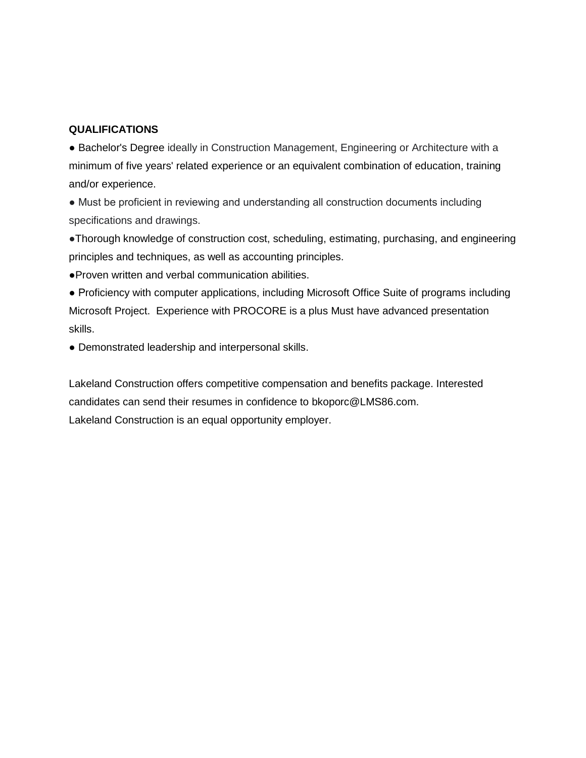**QUALIFICATIONS**

- Bachelor's Degree ideally in Construction Management, Engineering or Architecture with a minimum of five years' related experience or an equivalent combination of education, training and/or experience.
- Must be proficient in reviewing and understanding all construction documents including specifications and drawings.
- Thorough knowledge of construction cost, scheduling, estimating, purchasing, and engineering principles and techniques, as well as accounting principles.
- Proven written and verbal communication abilities.
- Proficiency with computer applications, including Microsoft Office Suite of programs including Microsoft Project. Experience with PROCORE is a plus Must have advanced presentation skills.
- Demonstrated leadership and interpersonal skills.

Lakeland Construction offers competitive compensation and benefits package. Interested candidates can send their resumes in confidence to bkoporc@LMS86.com.
Lakeland Construction is an equal opportunity employer.